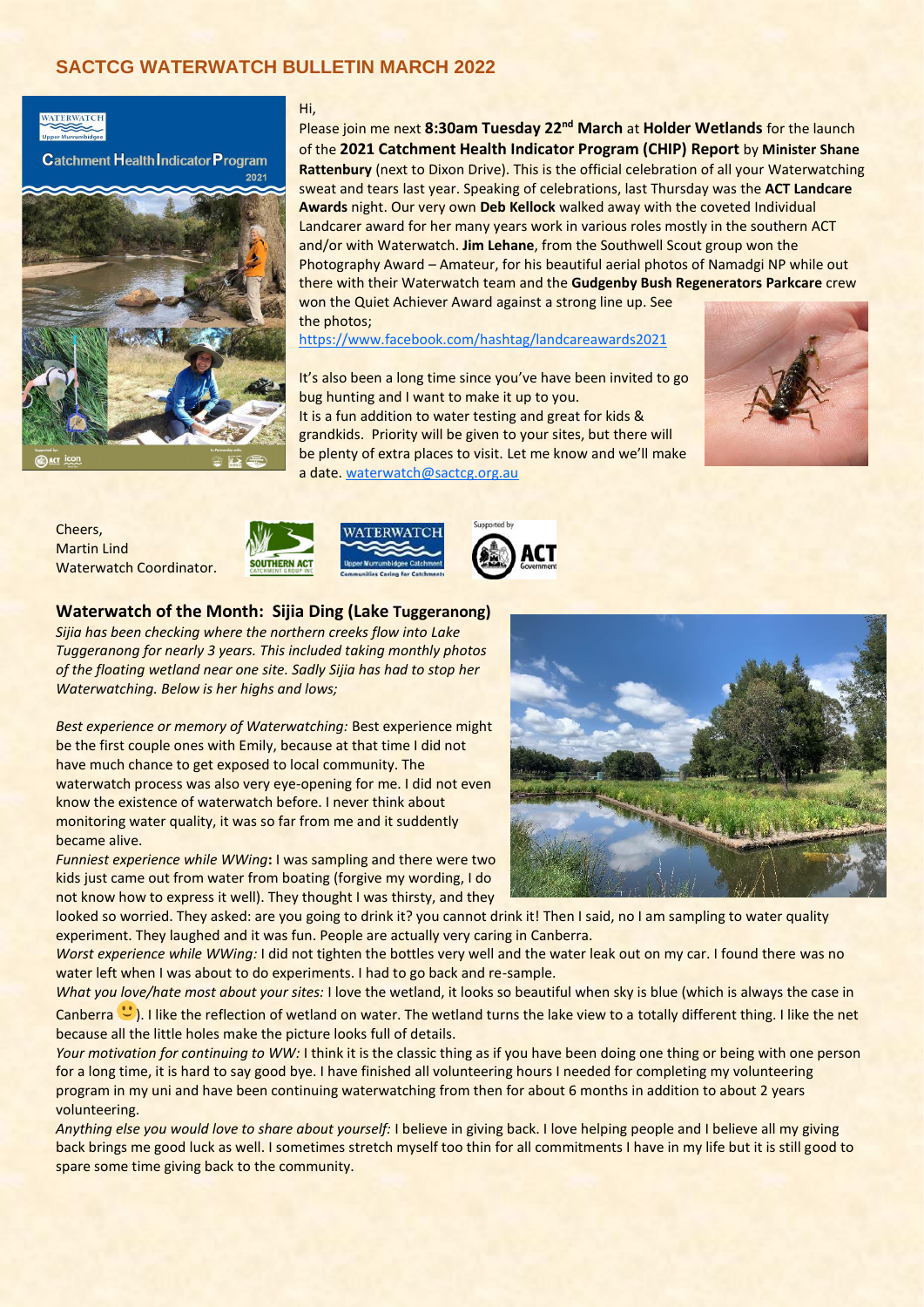## SACTCG WATERWATCH BULLETIN MARCH 2022

Hi,

Please join me next **8:30am Tuesday 22nd March** at **Holder Wetlands** for the launch of the **2021 Catchment Health Indicator Program (CHIP) Report** by **Minister Shane Rattenbury** (next to Dixon Drive). This is the official celebration of all your Waterwatching sweat and tears last year. Speaking of celebrations, last Thursday was the **ACT Landcare Awards** night. Our very own **Deb Kellock** walked away with the coveted Individual Landcarer award for her many years work in various roles mostly in the southern ACT and/or with Waterwatch. **Jim Lehane**, from the Southwell Scout group won the Photography Award – Amateur, for his beautiful aerial photos of Namadgi NP while out there with their Waterwatch team and the **Gudgenby Bush Regenerators Parkcare** crew won the Quiet Achiever Award against a strong line up. See the photos; https://www.facebook.com/hashtag/landcareawards2021

It's also been a long time since you've have been invited to go bug hunting and I want to make it up to you.
It is a fun addition to water testing and great for kids & grandkids. Priority will be given to your sites, but there will be plenty of extra places to visit. Let me know and we'll make a date. waterwatch@sactcg.org.au

Cheers,
Martin Lind
Waterwatch Coordinator.

### Waterwatch of the Month: Sijia Ding (Lake Tuggeranong)

*Sijia has been checking where the northern creeks flow into Lake Tuggeranong for nearly 3 years. This included taking monthly photos of the floating wetland near one site. Sadly Sijia has had to stop her Waterwatching. Below is her highs and lows;*

*Best experience or memory of Waterwatching:* Best experience might be the first couple ones with Emily, because at that time I did not have much chance to get exposed to local community. The waterwatch process was also very eye-opening for me. I did not even know the existence of waterwatch before. I never think about monitoring water quality, it was so far from me and it suddenly became alive.

*Funniest experience while WWing***:** I was sampling and there were two kids just came out from water from boating (forgive my wording, I do not know how to express it well). They thought I was thirsty, and they looked so worried. They asked: are you going to drink it? you cannot drink it! Then I said, no I am sampling to water quality experiment. They laughed and it was fun. People are actually very caring in Canberra.

*Worst experience while WWing:* I did not tighten the bottles very well and the water leak out on my car. I found there was no water left when I was about to do experiments. I had to go back and re-sample.

*What you love/hate most about your sites:* I love the wetland, it looks so beautiful when sky is blue (which is always the case in Canberra 🙂). I like the reflection of wetland on water. The wetland turns the lake view to a totally different thing. I like the net because all the little holes make the picture looks full of details.

*Your motivation for continuing to WW:* I think it is the classic thing as if you have been doing one thing or being with one person for a long time, it is hard to say good bye. I have finished all volunteering hours I needed for completing my volunteering program in my uni and have been continuing waterwatching from then for about 6 months in addition to about 2 years volunteering.

*Anything else you would love to share about yourself:* I believe in giving back. I love helping people and I believe all my giving back brings me good luck as well. I sometimes stretch myself too thin for all commitments I have in my life but it is still good to spare some time giving back to the community.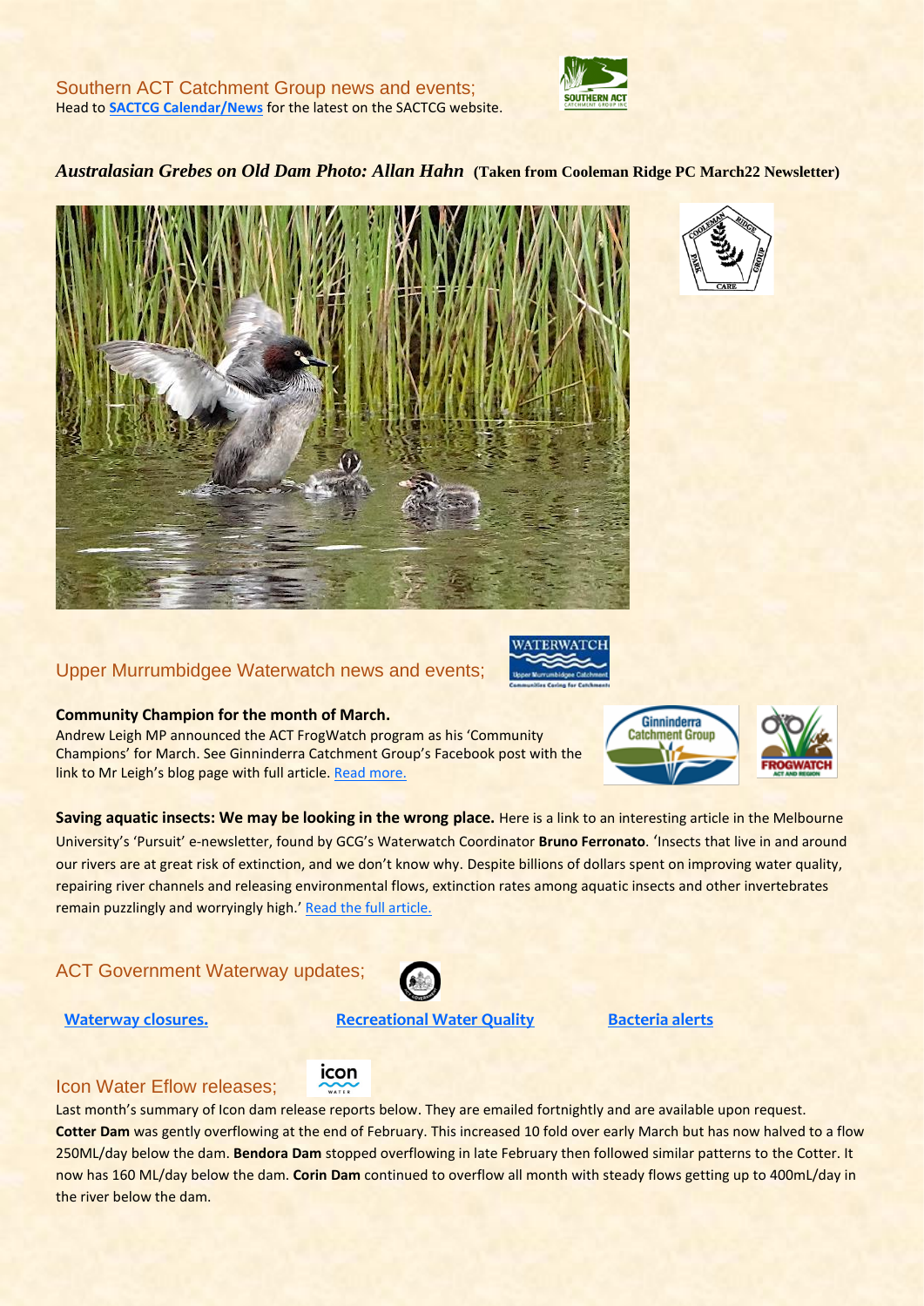## Southern ACT Catchment Group news and events;

Head to **SACTCG Calendar/News** for the latest on the SACTCG website.

***Australasian Grebes on Old Dam Photo: Allan Hahn*** **(Taken from Cooleman Ridge PC March22 Newsletter)**

## Upper Murrumbidgee Waterwatch news and events;

**Community Champion for the month of March.**
Andrew Leigh MP announced the ACT FrogWatch program as his 'Community Champions' for March. See Ginninderra Catchment Group's Facebook post with the link to Mr Leigh's blog page with full article. Read more.

**Saving aquatic insects: We may be looking in the wrong place.** Here is a link to an interesting article in the Melbourne University's 'Pursuit' e-newsletter, found by GCG's Waterwatch Coordinator **Bruno Ferronato**. 'Insects that live in and around our rivers are at great risk of extinction, and we don't know why. Despite billions of dollars spent on improving water quality, repairing river channels and releasing environmental flows, extinction rates among aquatic insects and other invertebrates remain puzzlingly and worryingly high.' Read the full article.

## ACT Government Waterway updates;

**Waterway closures.** **Recreational Water Quality** **Bacteria alerts**

## Icon Water Eflow releases;

Last month's summary of Icon dam release reports below. They are emailed fortnightly and are available upon request. **Cotter Dam** was gently overflowing at the end of February. This increased 10 fold over early March but has now halved to a flow 250ML/day below the dam. **Bendora Dam** stopped overflowing in late February then followed similar patterns to the Cotter. It now has 160 ML/day below the dam. **Corin Dam** continued to overflow all month with steady flows getting up to 400mL/day in the river below the dam.